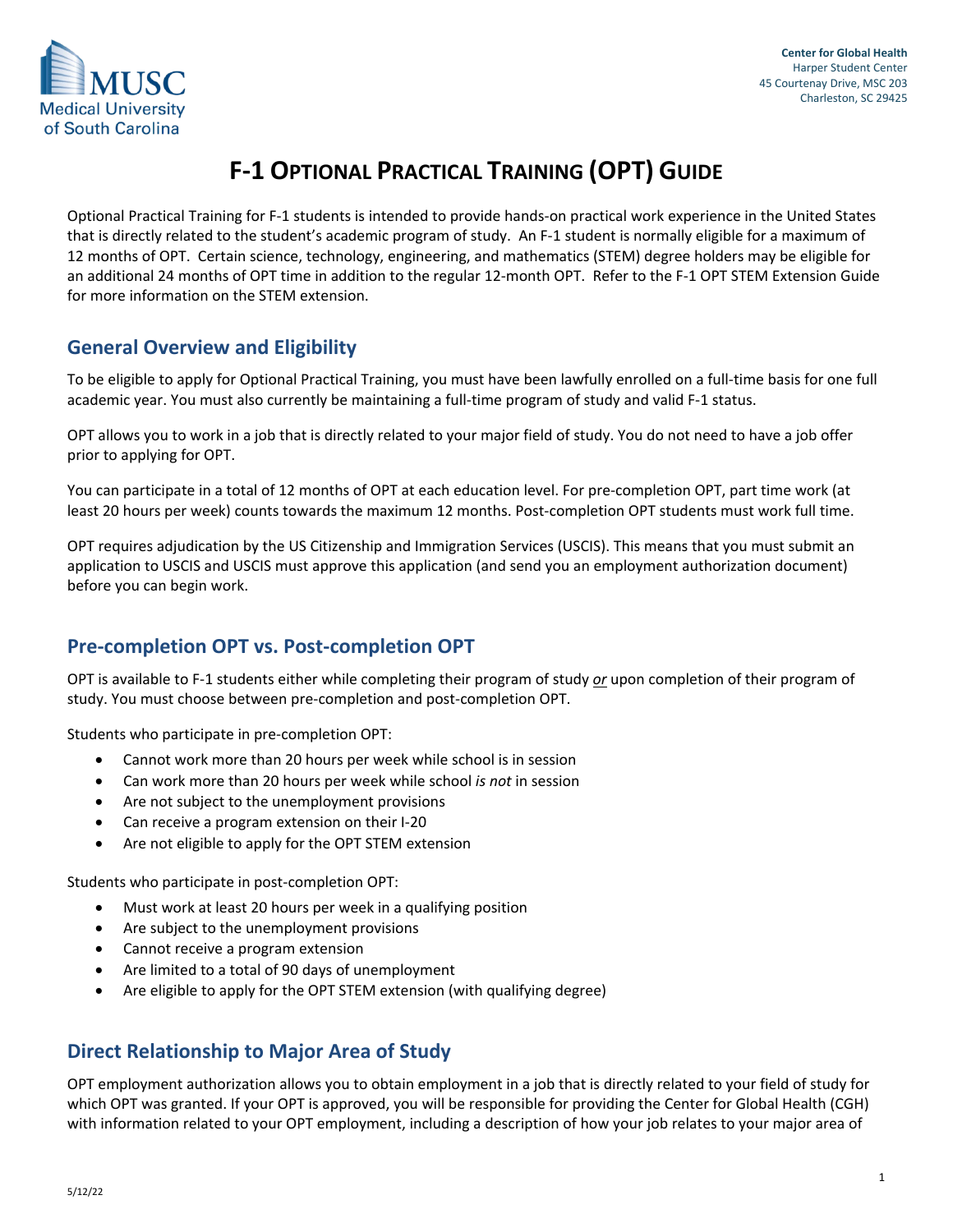Center for Global Health
Harper Student Center
45 Courtenay Drive, MSC 203
Charleston, SC 29425

# F-1 Optional Practical Training (OPT) Guide

Optional Practical Training for F-1 students is intended to provide hands-on practical work experience in the United States that is directly related to the student's academic program of study. An F-1 student is normally eligible for a maximum of 12 months of OPT. Certain science, technology, engineering, and mathematics (STEM) degree holders may be eligible for an additional 24 months of OPT time in addition to the regular 12-month OPT. Refer to the F-1 OPT STEM Extension Guide for more information on the STEM extension.

## General Overview and Eligibility

To be eligible to apply for Optional Practical Training, you must have been lawfully enrolled on a full-time basis for one full academic year. You must also currently be maintaining a full-time program of study and valid F-1 status.

OPT allows you to work in a job that is directly related to your major field of study. You do not need to have a job offer prior to applying for OPT.

You can participate in a total of 12 months of OPT at each education level. For pre-completion OPT, part time work (at least 20 hours per week) counts towards the maximum 12 months. Post-completion OPT students must work full time.

OPT requires adjudication by the US Citizenship and Immigration Services (USCIS). This means that you must submit an application to USCIS and USCIS must approve this application (and send you an employment authorization document) before you can begin work.

## Pre-completion OPT vs. Post-completion OPT

OPT is available to F-1 students either while completing their program of study ***or*** upon completion of their program of study. You must choose between pre-completion and post-completion OPT.

Students who participate in pre-completion OPT:

- Cannot work more than 20 hours per week while school is in session
- Can work more than 20 hours per week while school *is not* in session
- Are not subject to the unemployment provisions
- Can receive a program extension on their I-20
- Are not eligible to apply for the OPT STEM extension

Students who participate in post-completion OPT:

- Must work at least 20 hours per week in a qualifying position
- Are subject to the unemployment provisions
- Cannot receive a program extension
- Are limited to a total of 90 days of unemployment
- Are eligible to apply for the OPT STEM extension (with qualifying degree)

## Direct Relationship to Major Area of Study

OPT employment authorization allows you to obtain employment in a job that is directly related to your field of study for which OPT was granted. If your OPT is approved, you will be responsible for providing the Center for Global Health (CGH) with information related to your OPT employment, including a description of how your job relates to your major area of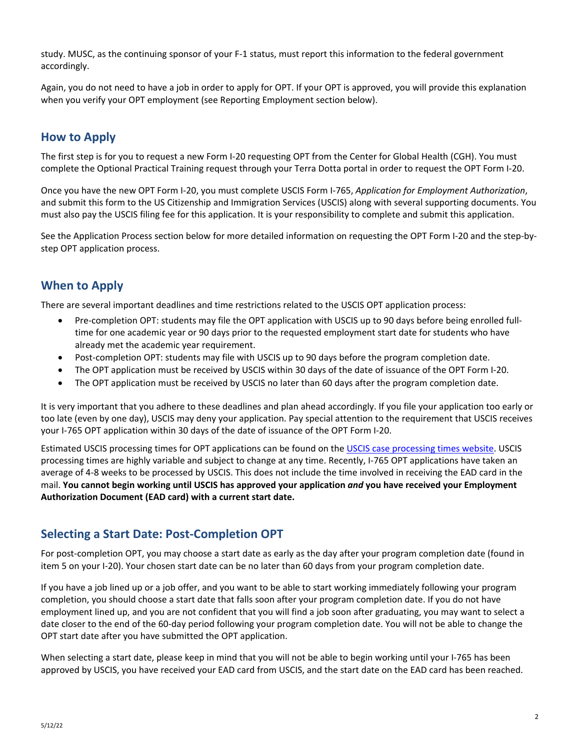study. MUSC, as the continuing sponsor of your F-1 status, must report this information to the federal government accordingly.

Again, you do not need to have a job in order to apply for OPT. If your OPT is approved, you will provide this explanation when you verify your OPT employment (see Reporting Employment section below).

## How to Apply

The first step is for you to request a new Form I-20 requesting OPT from the Center for Global Health (CGH). You must complete the Optional Practical Training request through your Terra Dotta portal in order to request the OPT Form I-20.

Once you have the new OPT Form I-20, you must complete USCIS Form I-765, *Application for Employment Authorization*, and submit this form to the US Citizenship and Immigration Services (USCIS) along with several supporting documents. You must also pay the USCIS filing fee for this application. It is your responsibility to complete and submit this application.

See the Application Process section below for more detailed information on requesting the OPT Form I-20 and the step-by-step OPT application process.

## When to Apply

There are several important deadlines and time restrictions related to the USCIS OPT application process:

- Pre-completion OPT: students may file the OPT application with USCIS up to 90 days before being enrolled full-time for one academic year or 90 days prior to the requested employment start date for students who have already met the academic year requirement.
- Post-completion OPT: students may file with USCIS up to 90 days before the program completion date.
- The OPT application must be received by USCIS within 30 days of the date of issuance of the OPT Form I-20.
- The OPT application must be received by USCIS no later than 60 days after the program completion date.

It is very important that you adhere to these deadlines and plan ahead accordingly. If you file your application too early or too late (even by one day), USCIS may deny your application. Pay special attention to the requirement that USCIS receives your I-765 OPT application within 30 days of the date of issuance of the OPT Form I-20.

Estimated USCIS processing times for OPT applications can be found on the USCIS case processing times website. USCIS processing times are highly variable and subject to change at any time. Recently, I-765 OPT applications have taken an average of 4-8 weeks to be processed by USCIS. This does not include the time involved in receiving the EAD card in the mail. **You cannot begin working until USCIS has approved your application *and* you have received your Employment Authorization Document (EAD card) with a current start date.**

## Selecting a Start Date: Post-Completion OPT

For post-completion OPT, you may choose a start date as early as the day after your program completion date (found in item 5 on your I-20). Your chosen start date can be no later than 60 days from your program completion date.

If you have a job lined up or a job offer, and you want to be able to start working immediately following your program completion, you should choose a start date that falls soon after your program completion date. If you do not have employment lined up, and you are not confident that you will find a job soon after graduating, you may want to select a date closer to the end of the 60-day period following your program completion date. You will not be able to change the OPT start date after you have submitted the OPT application.

When selecting a start date, please keep in mind that you will not be able to begin working until your I-765 has been approved by USCIS, you have received your EAD card from USCIS, and the start date on the EAD card has been reached.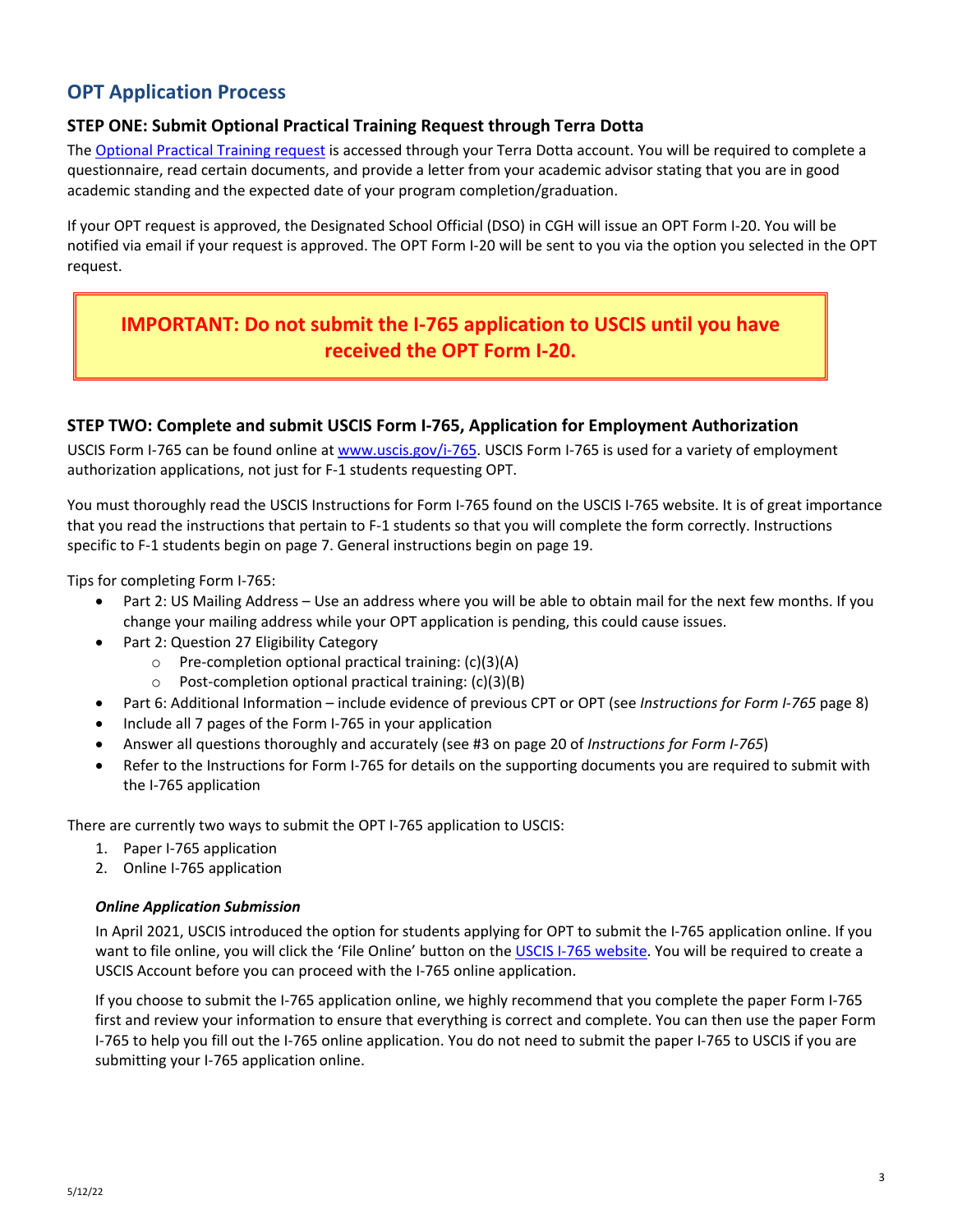## OPT Application Process

### STEP ONE: Submit Optional Practical Training Request through Terra Dotta

The Optional Practical Training request is accessed through your Terra Dotta account. You will be required to complete a questionnaire, read certain documents, and provide a letter from your academic advisor stating that you are in good academic standing and the expected date of your program completion/graduation.

If your OPT request is approved, the Designated School Official (DSO) in CGH will issue an OPT Form I-20. You will be notified via email if your request is approved. The OPT Form I-20 will be sent to you via the option you selected in the OPT request.

> **IMPORTANT: Do not submit the I-765 application to USCIS until you have received the OPT Form I-20.**

### STEP TWO: Complete and submit USCIS Form I-765, Application for Employment Authorization

USCIS Form I-765 can be found online at www.uscis.gov/i-765. USCIS Form I-765 is used for a variety of employment authorization applications, not just for F-1 students requesting OPT.

You must thoroughly read the USCIS Instructions for Form I-765 found on the USCIS I-765 website. It is of great importance that you read the instructions that pertain to F-1 students so that you will complete the form correctly. Instructions specific to F-1 students begin on page 7. General instructions begin on page 19.

Tips for completing Form I-765:

- Part 2: US Mailing Address – Use an address where you will be able to obtain mail for the next few months. If you change your mailing address while your OPT application is pending, this could cause issues.
- Part 2: Question 27 Eligibility Category
    - Pre-completion optional practical training: (c)(3)(A)
    - Post-completion optional practical training: (c)(3)(B)
- Part 6: Additional Information – include evidence of previous CPT or OPT (see *Instructions for Form I-765* page 8)
- Include all 7 pages of the Form I-765 in your application
- Answer all questions thoroughly and accurately (see #3 on page 20 of *Instructions for Form I-765*)
- Refer to the Instructions for Form I-765 for details on the supporting documents you are required to submit with the I-765 application

There are currently two ways to submit the OPT I-765 application to USCIS:

1. Paper I-765 application
2. Online I-765 application

#### *Online Application Submission*

In April 2021, USCIS introduced the option for students applying for OPT to submit the I-765 application online. If you want to file online, you will click the 'File Online' button on the USCIS I-765 website. You will be required to create a USCIS Account before you can proceed with the I-765 online application.

If you choose to submit the I-765 application online, we highly recommend that you complete the paper Form I-765 first and review your information to ensure that everything is correct and complete. You can then use the paper Form I-765 to help you fill out the I-765 online application. You do not need to submit the paper I-765 to USCIS if you are submitting your I-765 application online.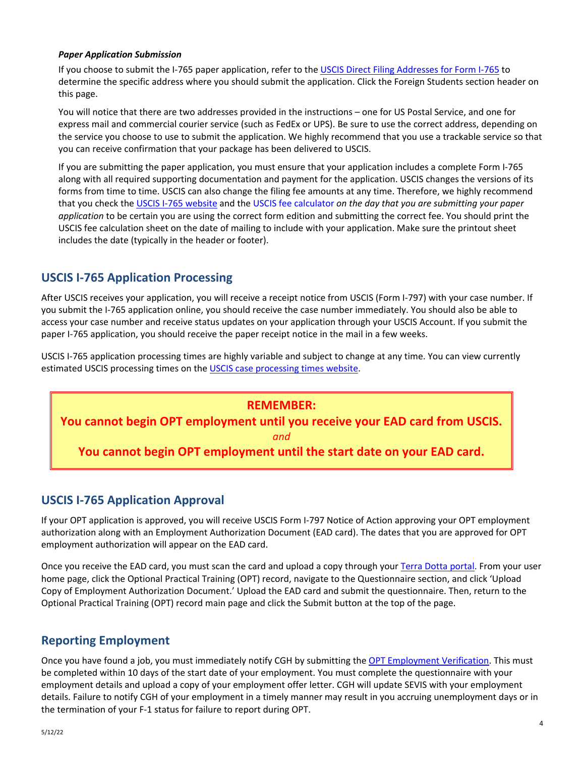***Paper Application Submission***

If you choose to submit the I-765 paper application, refer to the USCIS Direct Filing Addresses for Form I-765 to determine the specific address where you should submit the application. Click the Foreign Students section header on this page.

You will notice that there are two addresses provided in the instructions – one for US Postal Service, and one for express mail and commercial courier service (such as FedEx or UPS). Be sure to use the correct address, depending on the service you choose to use to submit the application. We highly recommend that you use a trackable service so that you can receive confirmation that your package has been delivered to USCIS.

If you are submitting the paper application, you must ensure that your application includes a complete Form I-765 along with all required supporting documentation and payment for the application. USCIS changes the versions of its forms from time to time. USCIS can also change the filing fee amounts at any time. Therefore, we highly recommend that you check the USCIS I-765 website and the USCIS fee calculator *on the day that you are submitting your paper application* to be certain you are using the correct form edition and submitting the correct fee. You should print the USCIS fee calculation sheet on the date of mailing to include with your application. Make sure the printout sheet includes the date (typically in the header or footer).

## USCIS I-765 Application Processing

After USCIS receives your application, you will receive a receipt notice from USCIS (Form I-797) with your case number. If you submit the I-765 application online, you should receive the case number immediately. You should also be able to access your case number and receive status updates on your application through your USCIS Account. If you submit the paper I-765 application, you should receive the paper receipt notice in the mail in a few weeks.

USCIS I-765 application processing times are highly variable and subject to change at any time. You can view currently estimated USCIS processing times on the USCIS case processing times website.

**REMEMBER:**
**You cannot begin OPT employment until you receive your EAD card from USCIS.**
*and*
**You cannot begin OPT employment until the start date on your EAD card.**

## USCIS I-765 Application Approval

If your OPT application is approved, you will receive USCIS Form I-797 Notice of Action approving your OPT employment authorization along with an Employment Authorization Document (EAD card). The dates that you are approved for OPT employment authorization will appear on the EAD card.

Once you receive the EAD card, you must scan the card and upload a copy through your Terra Dotta portal. From your user home page, click the Optional Practical Training (OPT) record, navigate to the Questionnaire section, and click 'Upload Copy of Employment Authorization Document.' Upload the EAD card and submit the questionnaire. Then, return to the Optional Practical Training (OPT) record main page and click the Submit button at the top of the page.

## Reporting Employment

Once you have found a job, you must immediately notify CGH by submitting the OPT Employment Verification. This must be completed within 10 days of the start date of your employment. You must complete the questionnaire with your employment details and upload a copy of your employment offer letter. CGH will update SEVIS with your employment details. Failure to notify CGH of your employment in a timely manner may result in you accruing unemployment days or in the termination of your F-1 status for failure to report during OPT.

5/12/22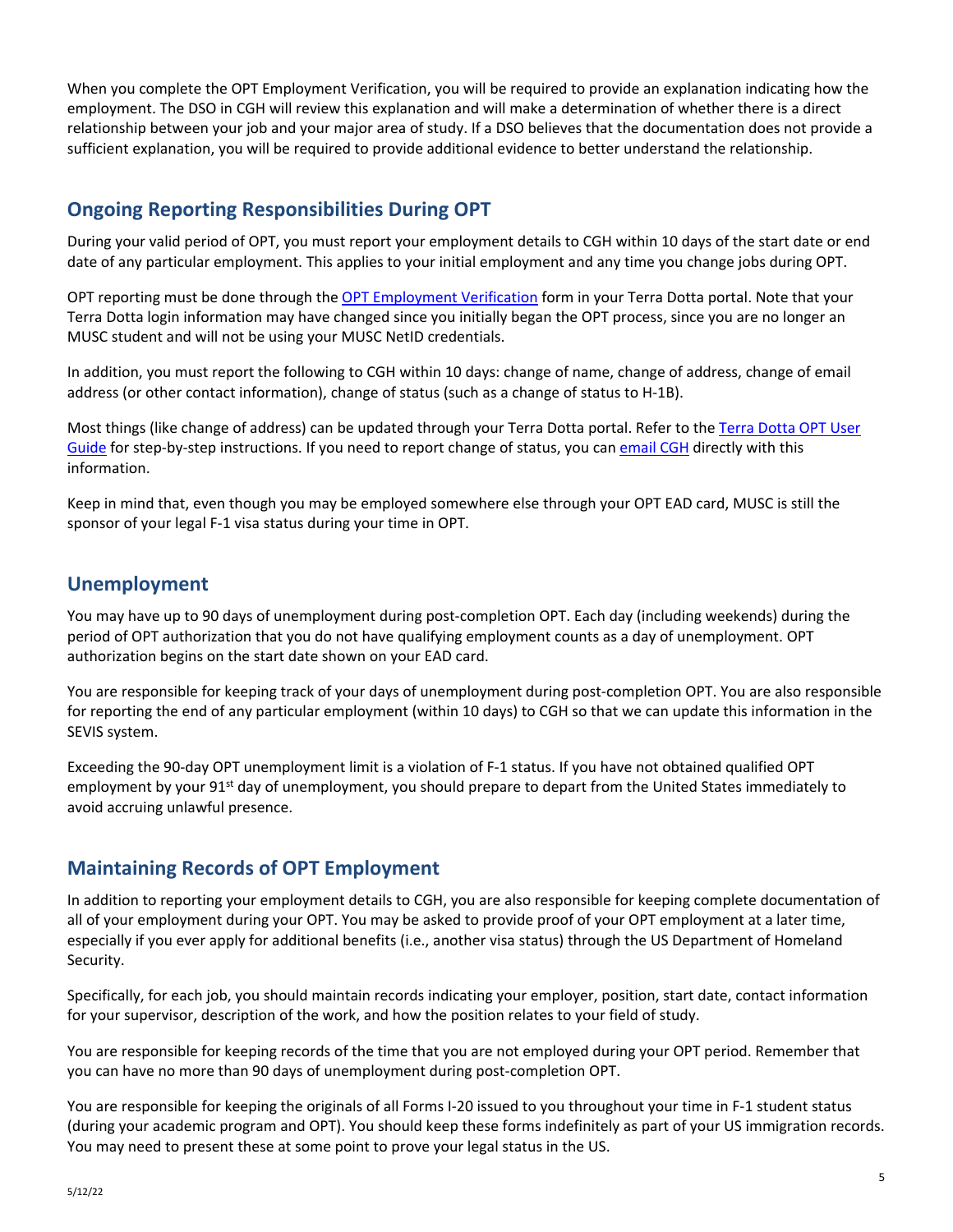When you complete the OPT Employment Verification, you will be required to provide an explanation indicating how the employment. The DSO in CGH will review this explanation and will make a determination of whether there is a direct relationship between your job and your major area of study. If a DSO believes that the documentation does not provide a sufficient explanation, you will be required to provide additional evidence to better understand the relationship.

## Ongoing Reporting Responsibilities During OPT

During your valid period of OPT, you must report your employment details to CGH within 10 days of the start date or end date of any particular employment. This applies to your initial employment and any time you change jobs during OPT.

OPT reporting must be done through the OPT Employment Verification form in your Terra Dotta portal. Note that your Terra Dotta login information may have changed since you initially began the OPT process, since you are no longer an MUSC student and will not be using your MUSC NetID credentials.

In addition, you must report the following to CGH within 10 days: change of name, change of address, change of email address (or other contact information), change of status (such as a change of status to H-1B).

Most things (like change of address) can be updated through your Terra Dotta portal. Refer to the Terra Dotta OPT User Guide for step-by-step instructions. If you need to report change of status, you can email CGH directly with this information.

Keep in mind that, even though you may be employed somewhere else through your OPT EAD card, MUSC is still the sponsor of your legal F-1 visa status during your time in OPT.

## Unemployment

You may have up to 90 days of unemployment during post-completion OPT. Each day (including weekends) during the period of OPT authorization that you do not have qualifying employment counts as a day of unemployment. OPT authorization begins on the start date shown on your EAD card.

You are responsible for keeping track of your days of unemployment during post-completion OPT. You are also responsible for reporting the end of any particular employment (within 10 days) to CGH so that we can update this information in the SEVIS system.

Exceeding the 90-day OPT unemployment limit is a violation of F-1 status. If you have not obtained qualified OPT employment by your 91st day of unemployment, you should prepare to depart from the United States immediately to avoid accruing unlawful presence.

## Maintaining Records of OPT Employment

In addition to reporting your employment details to CGH, you are also responsible for keeping complete documentation of all of your employment during your OPT. You may be asked to provide proof of your OPT employment at a later time, especially if you ever apply for additional benefits (i.e., another visa status) through the US Department of Homeland Security.

Specifically, for each job, you should maintain records indicating your employer, position, start date, contact information for your supervisor, description of the work, and how the position relates to your field of study.

You are responsible for keeping records of the time that you are not employed during your OPT period. Remember that you can have no more than 90 days of unemployment during post-completion OPT.

You are responsible for keeping the originals of all Forms I-20 issued to you throughout your time in F-1 student status (during your academic program and OPT). You should keep these forms indefinitely as part of your US immigration records. You may need to present these at some point to prove your legal status in the US.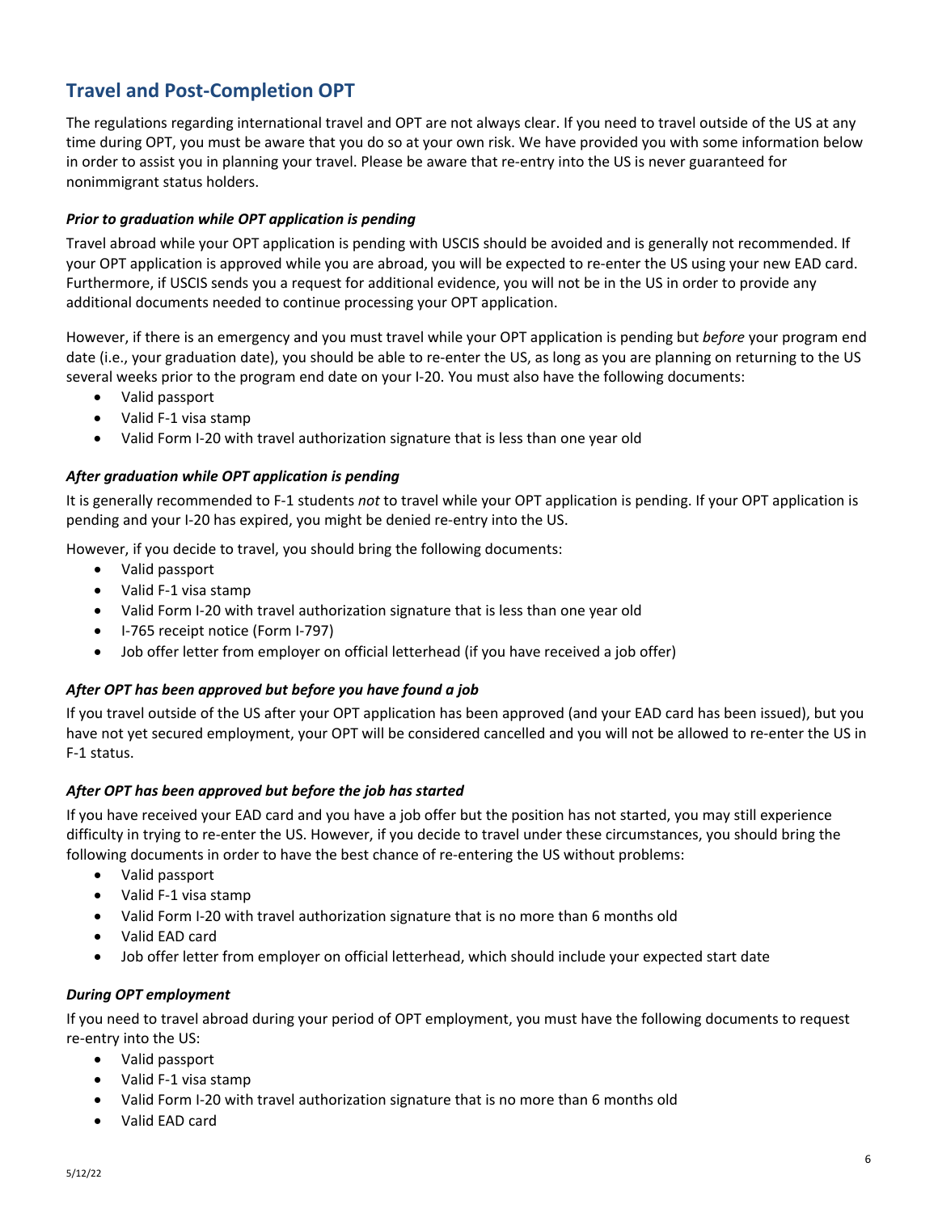## Travel and Post-Completion OPT

The regulations regarding international travel and OPT are not always clear. If you need to travel outside of the US at any time during OPT, you must be aware that you do so at your own risk. We have provided you with some information below in order to assist you in planning your travel. Please be aware that re-entry into the US is never guaranteed for nonimmigrant status holders.

***Prior to graduation while OPT application is pending***

Travel abroad while your OPT application is pending with USCIS should be avoided and is generally not recommended. If your OPT application is approved while you are abroad, you will be expected to re-enter the US using your new EAD card. Furthermore, if USCIS sends you a request for additional evidence, you will not be in the US in order to provide any additional documents needed to continue processing your OPT application.

However, if there is an emergency and you must travel while your OPT application is pending but *before* your program end date (i.e., your graduation date), you should be able to re-enter the US, as long as you are planning on returning to the US several weeks prior to the program end date on your I-20. You must also have the following documents:

- Valid passport
- Valid F-1 visa stamp
- Valid Form I-20 with travel authorization signature that is less than one year old

***After graduation while OPT application is pending***

It is generally recommended to F-1 students *not* to travel while your OPT application is pending. If your OPT application is pending and your I-20 has expired, you might be denied re-entry into the US.

However, if you decide to travel, you should bring the following documents:

- Valid passport
- Valid F-1 visa stamp
- Valid Form I-20 with travel authorization signature that is less than one year old
- I-765 receipt notice (Form I-797)
- Job offer letter from employer on official letterhead (if you have received a job offer)

***After OPT has been approved but before you have found a job***

If you travel outside of the US after your OPT application has been approved (and your EAD card has been issued), but you have not yet secured employment, your OPT will be considered cancelled and you will not be allowed to re-enter the US in F-1 status.

***After OPT has been approved but before the job has started***

If you have received your EAD card and you have a job offer but the position has not started, you may still experience difficulty in trying to re-enter the US. However, if you decide to travel under these circumstances, you should bring the following documents in order to have the best chance of re-entering the US without problems:

- Valid passport
- Valid F-1 visa stamp
- Valid Form I-20 with travel authorization signature that is no more than 6 months old
- Valid EAD card
- Job offer letter from employer on official letterhead, which should include your expected start date

***During OPT employment***

If you need to travel abroad during your period of OPT employment, you must have the following documents to request re-entry into the US:

- Valid passport
- Valid F-1 visa stamp
- Valid Form I-20 with travel authorization signature that is no more than 6 months old
- Valid EAD card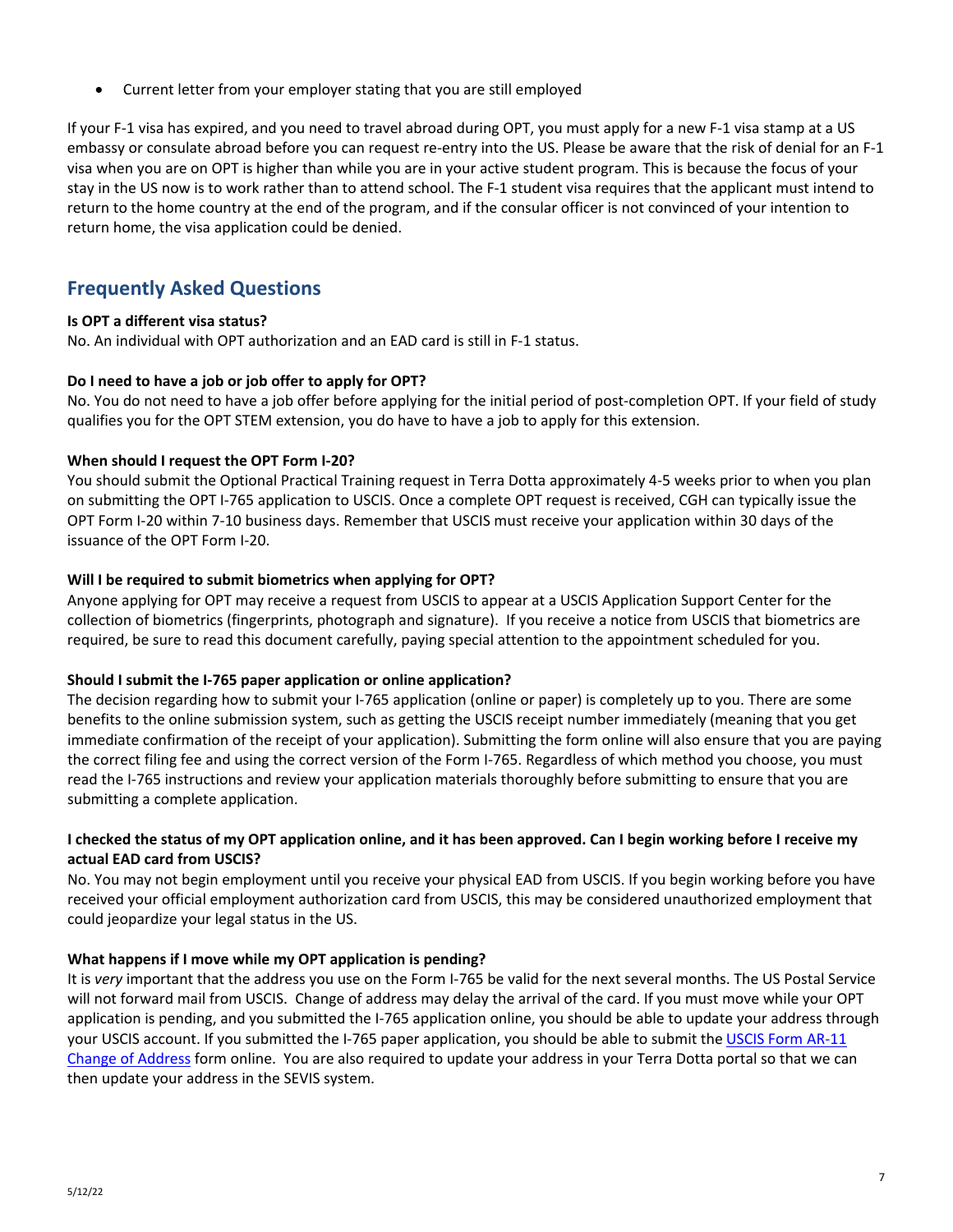- Current letter from your employer stating that you are still employed

If your F-1 visa has expired, and you need to travel abroad during OPT, you must apply for a new F-1 visa stamp at a US embassy or consulate abroad before you can request re-entry into the US. Please be aware that the risk of denial for an F-1 visa when you are on OPT is higher than while you are in your active student program. This is because the focus of your stay in the US now is to work rather than to attend school. The F-1 student visa requires that the applicant must intend to return to the home country at the end of the program, and if the consular officer is not convinced of your intention to return home, the visa application could be denied.

## Frequently Asked Questions

**Is OPT a different visa status?**
No. An individual with OPT authorization and an EAD card is still in F-1 status.

**Do I need to have a job or job offer to apply for OPT?**
No. You do not need to have a job offer before applying for the initial period of post-completion OPT. If your field of study qualifies you for the OPT STEM extension, you do have to have a job to apply for this extension.

**When should I request the OPT Form I-20?**
You should submit the Optional Practical Training request in Terra Dotta approximately 4-5 weeks prior to when you plan on submitting the OPT I-765 application to USCIS. Once a complete OPT request is received, CGH can typically issue the OPT Form I-20 within 7-10 business days. Remember that USCIS must receive your application within 30 days of the issuance of the OPT Form I-20.

**Will I be required to submit biometrics when applying for OPT?**
Anyone applying for OPT may receive a request from USCIS to appear at a USCIS Application Support Center for the collection of biometrics (fingerprints, photograph and signature). If you receive a notice from USCIS that biometrics are required, be sure to read this document carefully, paying special attention to the appointment scheduled for you.

**Should I submit the I-765 paper application or online application?**
The decision regarding how to submit your I-765 application (online or paper) is completely up to you. There are some benefits to the online submission system, such as getting the USCIS receipt number immediately (meaning that you get immediate confirmation of the receipt of your application). Submitting the form online will also ensure that you are paying the correct filing fee and using the correct version of the Form I-765. Regardless of which method you choose, you must read the I-765 instructions and review your application materials thoroughly before submitting to ensure that you are submitting a complete application.

**I checked the status of my OPT application online, and it has been approved. Can I begin working before I receive my actual EAD card from USCIS?**
No. You may not begin employment until you receive your physical EAD from USCIS. If you begin working before you have received your official employment authorization card from USCIS, this may be considered unauthorized employment that could jeopardize your legal status in the US.

**What happens if I move while my OPT application is pending?**
It is *very* important that the address you use on the Form I-765 be valid for the next several months. The US Postal Service will not forward mail from USCIS. Change of address may delay the arrival of the card. If you must move while your OPT application is pending, and you submitted the I-765 application online, you should be able to update your address through your USCIS account. If you submitted the I-765 paper application, you should be able to submit the [USCIS Form AR-11 Change of Address] form online. You are also required to update your address in your Terra Dotta portal so that we can then update your address in the SEVIS system.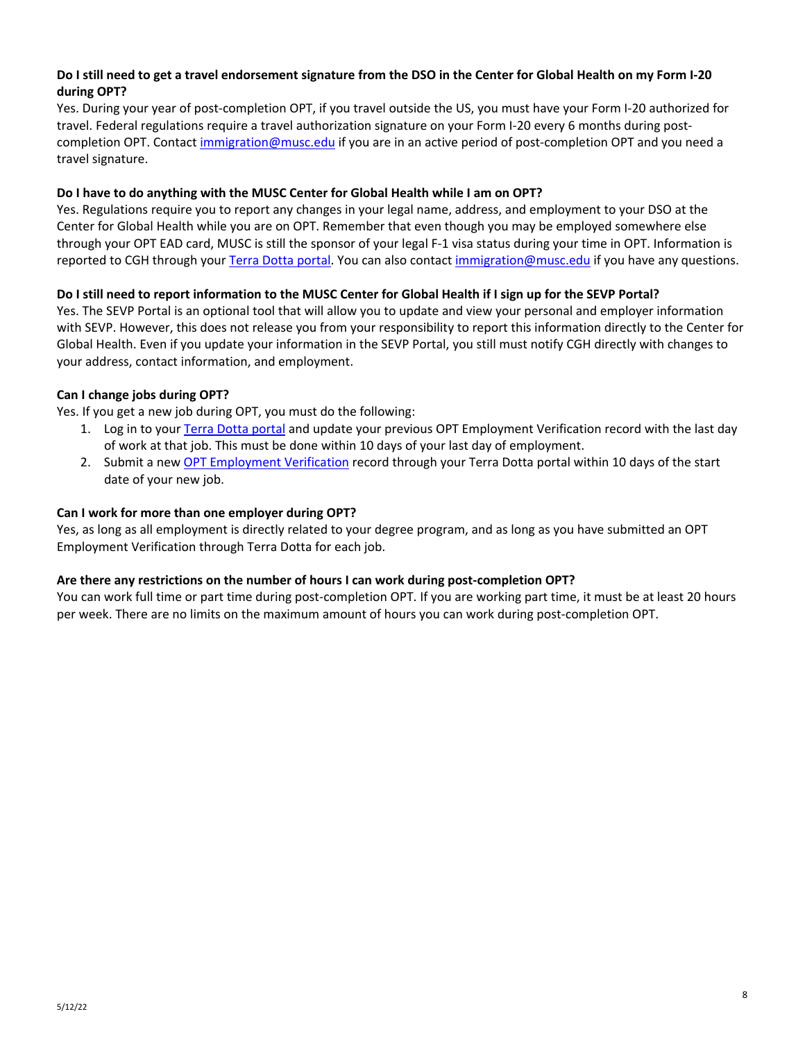**Do I still need to get a travel endorsement signature from the DSO in the Center for Global Health on my Form I-20 during OPT?**

Yes. During your year of post-completion OPT, if you travel outside the US, you must have your Form I-20 authorized for travel. Federal regulations require a travel authorization signature on your Form I-20 every 6 months during post-completion OPT. Contact immigration@musc.edu if you are in an active period of post-completion OPT and you need a travel signature.

**Do I have to do anything with the MUSC Center for Global Health while I am on OPT?**

Yes. Regulations require you to report any changes in your legal name, address, and employment to your DSO at the Center for Global Health while you are on OPT. Remember that even though you may be employed somewhere else through your OPT EAD card, MUSC is still the sponsor of your legal F-1 visa status during your time in OPT. Information is reported to CGH through your Terra Dotta portal. You can also contact immigration@musc.edu if you have any questions.

**Do I still need to report information to the MUSC Center for Global Health if I sign up for the SEVP Portal?**

Yes. The SEVP Portal is an optional tool that will allow you to update and view your personal and employer information with SEVP. However, this does not release you from your responsibility to report this information directly to the Center for Global Health. Even if you update your information in the SEVP Portal, you still must notify CGH directly with changes to your address, contact information, and employment.

**Can I change jobs during OPT?**

Yes. If you get a new job during OPT, you must do the following:

1. Log in to your Terra Dotta portal and update your previous OPT Employment Verification record with the last day of work at that job. This must be done within 10 days of your last day of employment.
2. Submit a new OPT Employment Verification record through your Terra Dotta portal within 10 days of the start date of your new job.

**Can I work for more than one employer during OPT?**

Yes, as long as all employment is directly related to your degree program, and as long as you have submitted an OPT Employment Verification through Terra Dotta for each job.

**Are there any restrictions on the number of hours I can work during post-completion OPT?**

You can work full time or part time during post-completion OPT. If you are working part time, it must be at least 20 hours per week. There are no limits on the maximum amount of hours you can work during post-completion OPT.